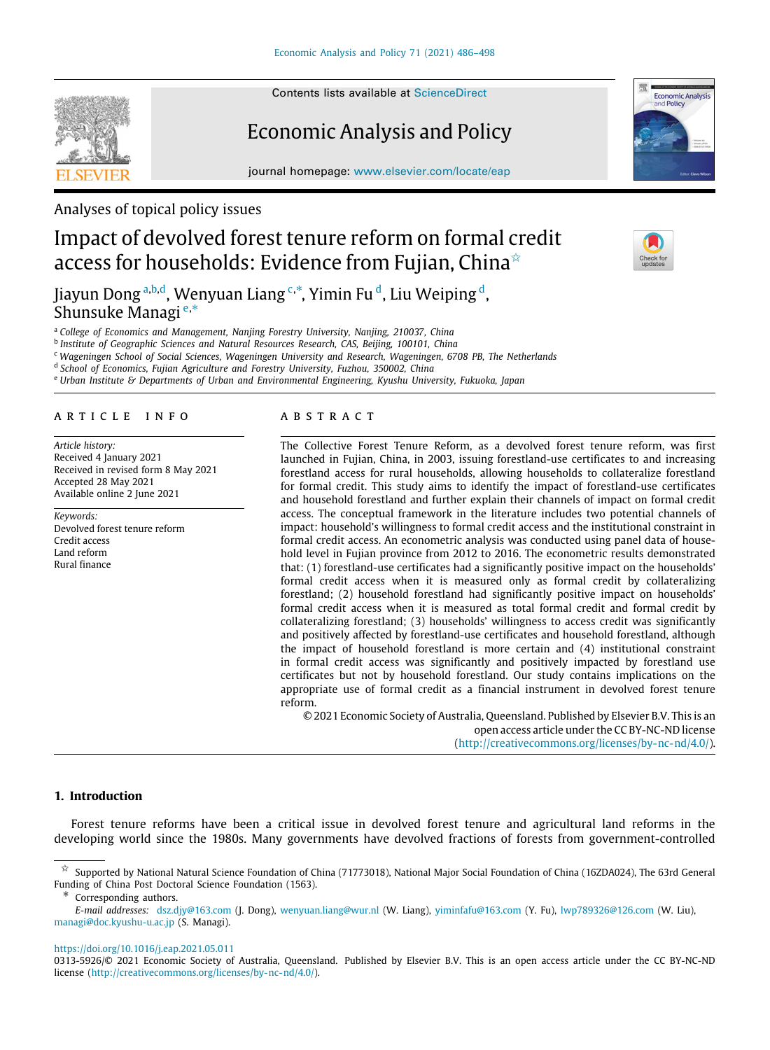Analyses of topical policy issues

# Impact of devolved forest tenure reform on formal credit access for households: Evidence from Fujian, China[☆]

Jiayun Dong[a,b,d], Wenyuan Liang[c,*], Yimin Fu[d], Liu Weiping[d], Shunsuke Managi[e,*]

[a] College of Economics and Management, Nanjing Forestry University, Nanjing, 210037, China
[b] Institute of Geographic Sciences and Natural Resources Research, CAS, Beijing, 100101, China
[c] Wageningen School of Social Sciences, Wageningen University and Research, Wageningen, 6708 PB, The Netherlands
[d] School of Economics, Fujian Agriculture and Forestry University, Fuzhou, 350002, China
[e] Urban Institute & Departments of Urban and Environmental Engineering, Kyushu University, Fukuoka, Japan

## ARTICLE INFO

*Article history:*
Received 4 January 2021
Received in revised form 8 May 2021
Accepted 28 May 2021
Available online 2 June 2021

*Keywords:*
Devolved forest tenure reform
Credit access
Land reform
Rural finance

## ABSTRACT

The Collective Forest Tenure Reform, as a devolved forest tenure reform, was first launched in Fujian, China, in 2003, issuing forestland-use certificates to and increasing forestland access for rural households, allowing households to collateralize forestland for formal credit. This study aims to identify the impact of forestland-use certificates and household forestland and further explain their channels of impact on formal credit access. The conceptual framework in the literature includes two potential channels of impact: household's willingness to formal credit access and the institutional constraint in formal credit access. An econometric analysis was conducted using panel data of household level in Fujian province from 2012 to 2016. The econometric results demonstrated that: (1) forestland-use certificates had a significantly positive impact on the households' formal credit access when it is measured only as formal credit by collateralizing forestland; (2) household forestland had significantly positive impact on households' formal credit access when it is measured as total formal credit and formal credit by collateralizing forestland; (3) households' willingness to access credit was significantly and positively affected by forestland-use certificates and household forestland, although the impact of household forestland is more certain and (4) institutional constraint in formal credit access was significantly and positively impacted by forestland use certificates but not by household forestland. Our study contains implications on the appropriate use of formal credit as a financial instrument in devolved forest tenure reform.

© 2021 Economic Society of Australia, Queensland. Published by Elsevier B.V. This is an open access article under the CC BY-NC-ND license (http://creativecommons.org/licenses/by-nc-nd/4.0/).

## 1. Introduction

Forest tenure reforms have been a critical issue in devolved forest tenure and agricultural land reforms in the developing world since the 1980s. Many governments have devolved fractions of forests from government-controlled

---

☆ Supported by National Natural Science Foundation of China (71773018), National Major Social Foundation of China (16ZDA024), The 63rd General Funding of China Post Doctoral Science Foundation (1563).

\* Corresponding authors.

*E-mail addresses:* dsz.djy@163.com (J. Dong), wenyuan.liang@wur.nl (W. Liang), yiminfafu@163.com (Y. Fu), lwp789326@126.com (W. Liu), managi@doc.kyushu-u.ac.jp (S. Managi).

https://doi.org/10.1016/j.eap.2021.05.011
0313-5926/© 2021 Economic Society of Australia, Queensland. Published by Elsevier B.V. This is an open access article under the CC BY-NC-ND license (http://creativecommons.org/licenses/by-nc-nd/4.0/).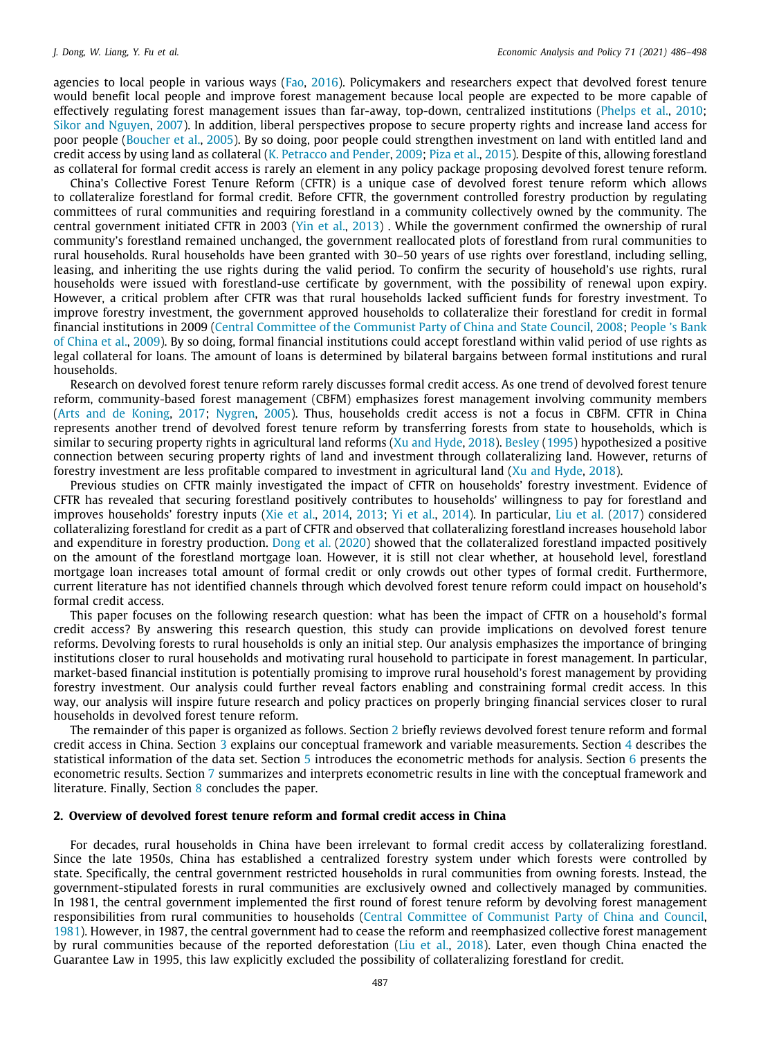agencies to local people in various ways (Fao, 2016). Policymakers and researchers expect that devolved forest tenure would benefit local people and improve forest management because local people are expected to be more capable of effectively regulating forest management issues than far-away, top-down, centralized institutions (Phelps et al., 2010; Sikor and Nguyen, 2007). In addition, liberal perspectives propose to secure property rights and increase land access for poor people (Boucher et al., 2005). By so doing, poor people could strengthen investment on land with entitled land and credit access by using land as collateral (K. Petracco and Pender, 2009; Piza et al., 2015). Despite of this, allowing forestland as collateral for formal credit access is rarely an element in any policy package proposing devolved forest tenure reform.

China's Collective Forest Tenure Reform (CFTR) is a unique case of devolved forest tenure reform which allows to collateralize forestland for formal credit. Before CFTR, the government controlled forestry production by regulating committees of rural communities and requiring forestland in a community collectively owned by the community. The central government initiated CFTR in 2003 (Yin et al., 2013) . While the government confirmed the ownership of rural community's forestland remained unchanged, the government reallocated plots of forestland from rural communities to rural households. Rural households have been granted with 30–50 years of use rights over forestland, including selling, leasing, and inheriting the use rights during the valid period. To confirm the security of household's use rights, rural households were issued with forestland-use certificate by government, with the possibility of renewal upon expiry. However, a critical problem after CFTR was that rural households lacked sufficient funds for forestry investment. To improve forestry investment, the government approved households to collateralize their forestland for credit in formal financial institutions in 2009 (Central Committee of the Communist Party of China and State Council, 2008; People 's Bank of China et al., 2009). By so doing, formal financial institutions could accept forestland within valid period of use rights as legal collateral for loans. The amount of loans is determined by bilateral bargains between formal institutions and rural households.

Research on devolved forest tenure reform rarely discusses formal credit access. As one trend of devolved forest tenure reform, community-based forest management (CBFM) emphasizes forest management involving community members (Arts and de Koning, 2017; Nygren, 2005). Thus, households credit access is not a focus in CBFM. CFTR in China represents another trend of devolved forest tenure reform by transferring forests from state to households, which is similar to securing property rights in agricultural land reforms (Xu and Hyde, 2018). Besley (1995) hypothesized a positive connection between securing property rights of land and investment through collateralizing land. However, returns of forestry investment are less profitable compared to investment in agricultural land (Xu and Hyde, 2018).

Previous studies on CFTR mainly investigated the impact of CFTR on households' forestry investment. Evidence of CFTR has revealed that securing forestland positively contributes to households' willingness to pay for forestland and improves households' forestry inputs (Xie et al., 2014, 2013; Yi et al., 2014). In particular, Liu et al. (2017) considered collateralizing forestland for credit as a part of CFTR and observed that collateralizing forestland increases household labor and expenditure in forestry production. Dong et al. (2020) showed that the collateralized forestland impacted positively on the amount of the forestland mortgage loan. However, it is still not clear whether, at household level, forestland mortgage loan increases total amount of formal credit or only crowds out other types of formal credit. Furthermore, current literature has not identified channels through which devolved forest tenure reform could impact on household's formal credit access.

This paper focuses on the following research question: what has been the impact of CFTR on a household's formal credit access? By answering this research question, this study can provide implications on devolved forest tenure reforms. Devolving forests to rural households is only an initial step. Our analysis emphasizes the importance of bringing institutions closer to rural households and motivating rural household to participate in forest management. In particular, market-based financial institution is potentially promising to improve rural household's forest management by providing forestry investment. Our analysis could further reveal factors enabling and constraining formal credit access. In this way, our analysis will inspire future research and policy practices on properly bringing financial services closer to rural households in devolved forest tenure reform.

The remainder of this paper is organized as follows. Section 2 briefly reviews devolved forest tenure reform and formal credit access in China. Section 3 explains our conceptual framework and variable measurements. Section 4 describes the statistical information of the data set. Section 5 introduces the econometric methods for analysis. Section 6 presents the econometric results. Section 7 summarizes and interprets econometric results in line with the conceptual framework and literature. Finally, Section 8 concludes the paper.

## 2. Overview of devolved forest tenure reform and formal credit access in China

For decades, rural households in China have been irrelevant to formal credit access by collateralizing forestland. Since the late 1950s, China has established a centralized forestry system under which forests were controlled by state. Specifically, the central government restricted households in rural communities from owning forests. Instead, the government-stipulated forests in rural communities are exclusively owned and collectively managed by communities. In 1981, the central government implemented the first round of forest tenure reform by devolving forest management responsibilities from rural communities to households (Central Committee of Communist Party of China and Council, 1981). However, in 1987, the central government had to cease the reform and reemphasized collective forest management by rural communities because of the reported deforestation (Liu et al., 2018). Later, even though China enacted the Guarantee Law in 1995, this law explicitly excluded the possibility of collateralizing forestland for credit.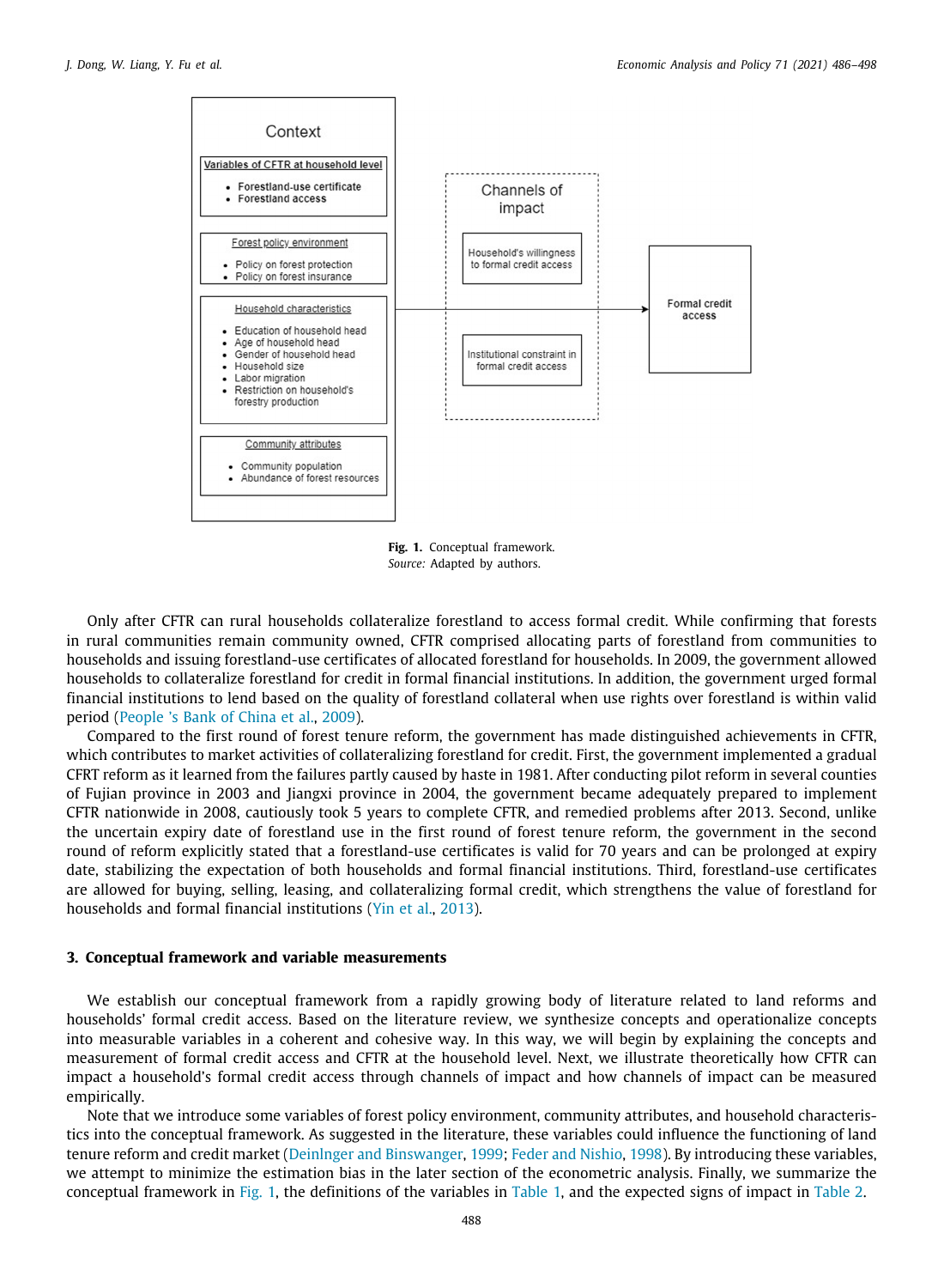Context

Variables of CFTR at household level

- Forestland-use certificate
- Forestland access

Forest policy environment

- Policy on forest protection
- Policy on forest insurance

Household characteristics

- Education of household head
- Age of household head
- Gender of household head
- Household size
- Labor migration
- Restriction on household's forestry production

Community attributes

- Community population
- Abundance of forest resources

Channels of impact

Household's willingness to formal credit access

Institutional constraint in formal credit access

Formal credit access

**Fig. 1.** Conceptual framework.
*Source:* Adapted by authors.

Only after CFTR can rural households collateralize forestland to access formal credit. While confirming that forests in rural communities remain community owned, CFTR comprised allocating parts of forestland from communities to households and issuing forestland-use certificates of allocated forestland for households. In 2009, the government allowed households to collateralize forestland for credit in formal financial institutions. In addition, the government urged formal financial institutions to lend based on the quality of forestland collateral when use rights over forestland is within valid period (People 's Bank of China et al., 2009).

Compared to the first round of forest tenure reform, the government has made distinguished achievements in CFTR, which contributes to market activities of collateralizing forestland for credit. First, the government implemented a gradual CFRT reform as it learned from the failures partly caused by haste in 1981. After conducting pilot reform in several counties of Fujian province in 2003 and Jiangxi province in 2004, the government became adequately prepared to implement CFTR nationwide in 2008, cautiously took 5 years to complete CFTR, and remedied problems after 2013. Second, unlike the uncertain expiry date of forestland use in the first round of forest tenure reform, the government in the second round of reform explicitly stated that a forestland-use certificates is valid for 70 years and can be prolonged at expiry date, stabilizing the expectation of both households and formal financial institutions. Third, forestland-use certificates are allowed for buying, selling, leasing, and collateralizing formal credit, which strengthens the value of forestland for households and formal financial institutions (Yin et al., 2013).

## 3. Conceptual framework and variable measurements

We establish our conceptual framework from a rapidly growing body of literature related to land reforms and households' formal credit access. Based on the literature review, we synthesize concepts and operationalize concepts into measurable variables in a coherent and cohesive way. In this way, we will begin by explaining the concepts and measurement of formal credit access and CFTR at the household level. Next, we illustrate theoretically how CFTR can impact a household's formal credit access through channels of impact and how channels of impact can be measured empirically.

Note that we introduce some variables of forest policy environment, community attributes, and household characteristics into the conceptual framework. As suggested in the literature, these variables could influence the functioning of land tenure reform and credit market (DeinInger and Binswanger, 1999; Feder and Nishio, 1998). By introducing these variables, we attempt to minimize the estimation bias in the later section of the econometric analysis. Finally, we summarize the conceptual framework in Fig. 1, the definitions of the variables in Table 1, and the expected signs of impact in Table 2.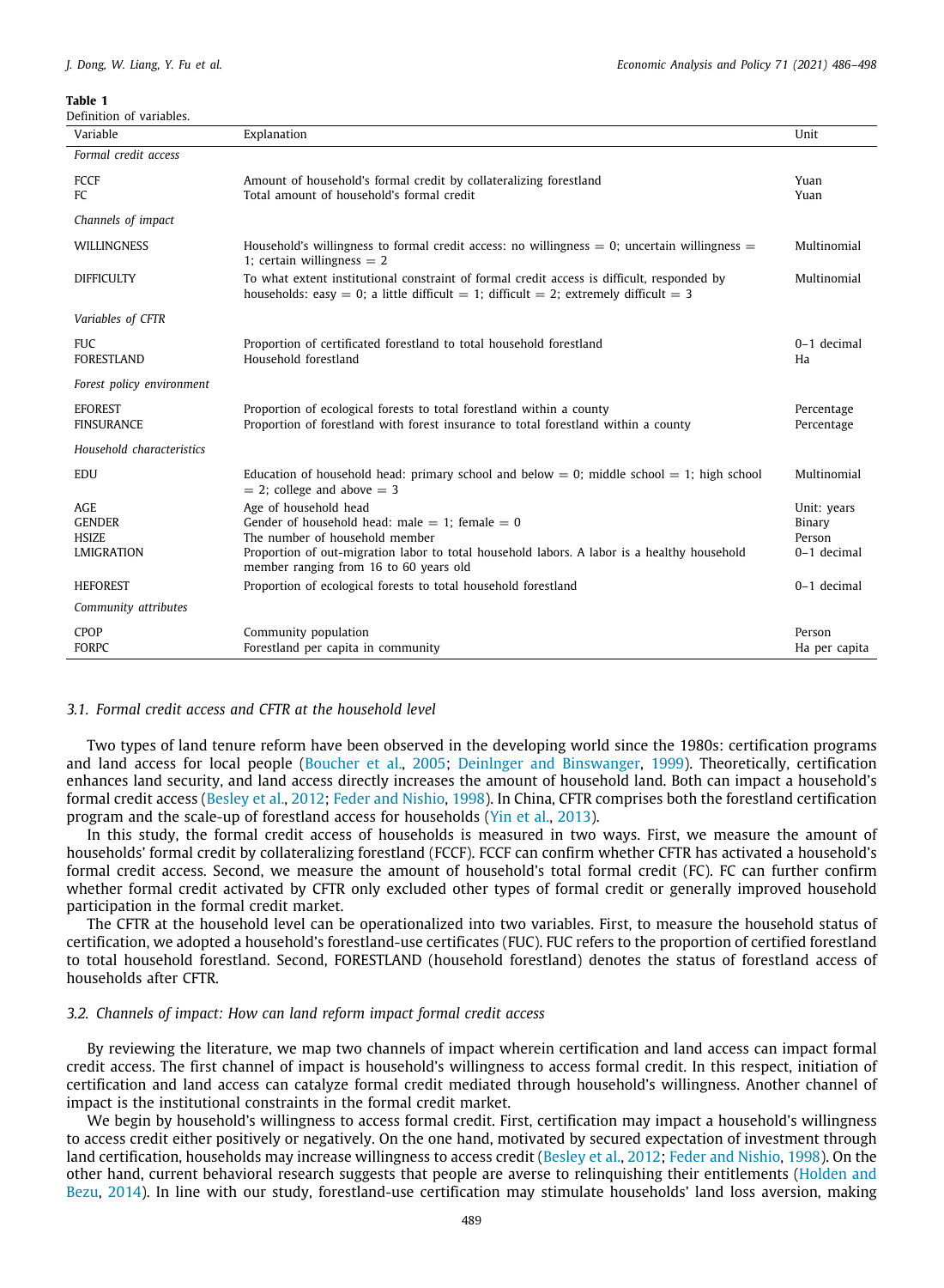**Table 1**
Definition of variables.

| Variable | Explanation | Unit |
|---|---|---|
| *Formal credit access* | | |
| FCCF | Amount of household's formal credit by collateralizing forestland | Yuan |
| FC | Total amount of household's formal credit | Yuan |
| *Channels of impact* | | |
| WILLINGNESS | Household's willingness to formal credit access: no willingness = 0; uncertain willingness = 1; certain willingness = 2 | Multinomial |
| DIFFICULTY | To what extent institutional constraint of formal credit access is difficult, responded by households: easy = 0; a little difficult = 1; difficult = 2; extremely difficult = 3 | Multinomial |
| *Variables of CFTR* | | |
| FUC | Proportion of certificated forestland to total household forestland | 0–1 decimal |
| FORESTLAND | Household forestland | Ha |
| *Forest policy environment* | | |
| EFOREST | Proportion of ecological forests to total forestland within a county | Percentage |
| FINSURANCE | Proportion of forestland with forest insurance to total forestland within a county | Percentage |
| *Household characteristics* | | |
| EDU | Education of household head: primary school and below = 0; middle school = 1; high school = 2; college and above = 3 | Multinomial |
| AGE | Age of household head | Unit: years |
| GENDER | Gender of household head: male = 1; female = 0 | Binary |
| HSIZE | The number of household member | Person |
| LMIGRATION | Proportion of out-migration labor to total household labors. A labor is a healthy household member ranging from 16 to 60 years old | 0–1 decimal |
| HEFOREST | Proportion of ecological forests to total household forestland | 0–1 decimal |
| *Community attributes* | | |
| CPOP | Community population | Person |
| FORPC | Forestland per capita in community | Ha per capita |

### 3.1. Formal credit access and CFTR at the household level

Two types of land tenure reform have been observed in the developing world since the 1980s: certification programs and land access for local people (Boucher et al., 2005; Deinlnger and Binswanger, 1999). Theoretically, certification enhances land security, and land access directly increases the amount of household land. Both can impact a household's formal credit access (Besley et al., 2012; Feder and Nishio, 1998). In China, CFTR comprises both the forestland certification program and the scale-up of forestland access for households (Yin et al., 2013).

In this study, the formal credit access of households is measured in two ways. First, we measure the amount of households' formal credit by collateralizing forestland (FCCF). FCCF can confirm whether CFTR has activated a household's formal credit access. Second, we measure the amount of household's total formal credit (FC). FC can further confirm whether formal credit activated by CFTR only excluded other types of formal credit or generally improved household participation in the formal credit market.

The CFTR at the household level can be operationalized into two variables. First, to measure the household status of certification, we adopted a household's forestland-use certificates (FUC). FUC refers to the proportion of certified forestland to total household forestland. Second, FORESTLAND (household forestland) denotes the status of forestland access of households after CFTR.

### 3.2. Channels of impact: How can land reform impact formal credit access

By reviewing the literature, we map two channels of impact wherein certification and land access can impact formal credit access. The first channel of impact is household's willingness to access formal credit. In this respect, initiation of certification and land access can catalyze formal credit mediated through household's willingness. Another channel of impact is the institutional constraints in the formal credit market.

We begin by household's willingness to access formal credit. First, certification may impact a household's willingness to access credit either positively or negatively. On the one hand, motivated by secured expectation of investment through land certification, households may increase willingness to access credit (Besley et al., 2012; Feder and Nishio, 1998). On the other hand, current behavioral research suggests that people are averse to relinquishing their entitlements (Holden and Bezu, 2014). In line with our study, forestland-use certification may stimulate households' land loss aversion, making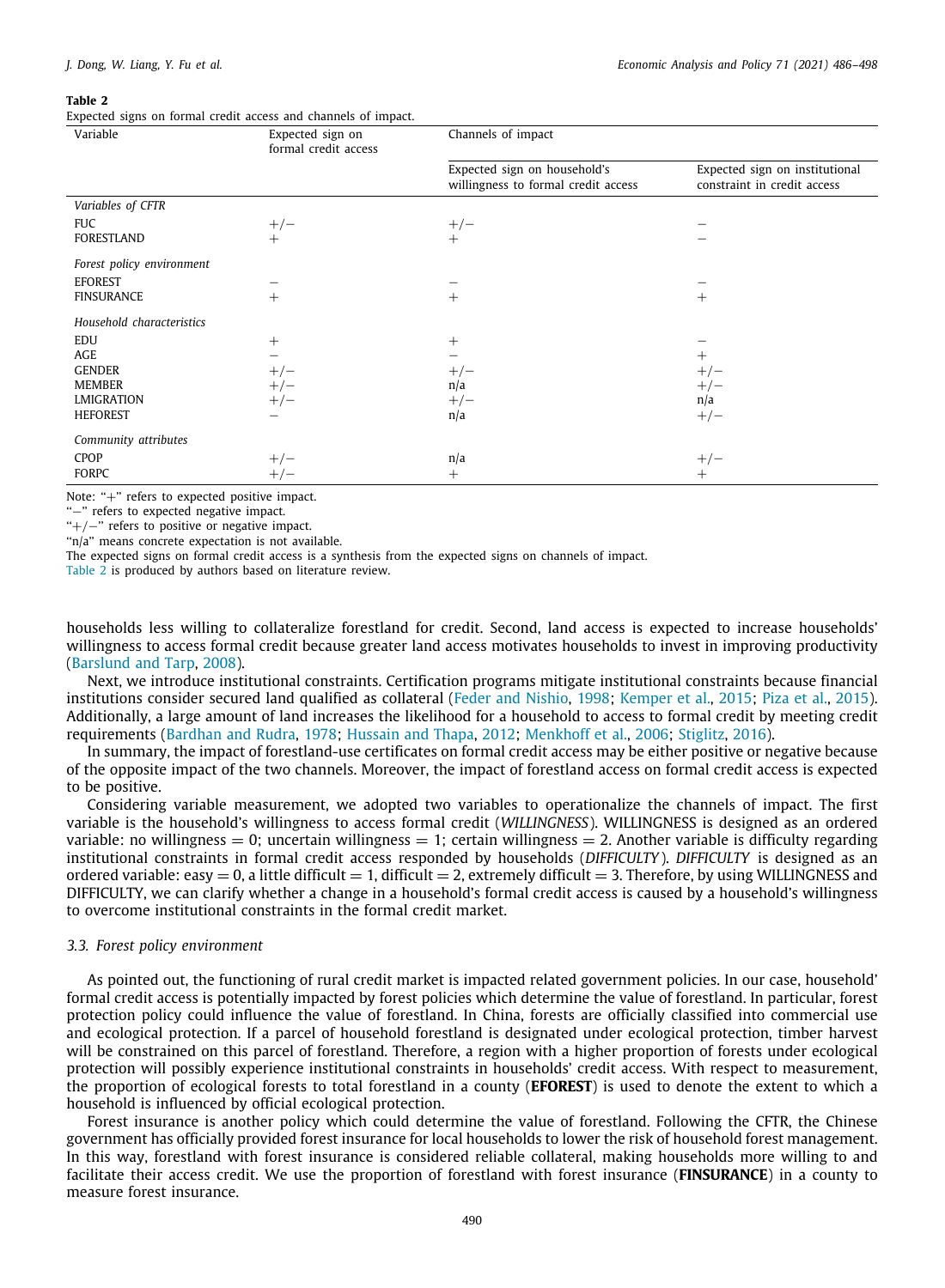**Table 2**
Expected signs on formal credit access and channels of impact.

| Variable | Expected sign on formal credit access | Channels of impact | |
|---|---|---|---|
| | | Expected sign on household's willingness to formal credit access | Expected sign on institutional constraint in credit access |
| *Variables of CFTR* | | | |
| FUC | +/− | +/− | − |
| FORESTLAND | + | + | − |
| *Forest policy environment* | | | |
| EFOREST | − | − | − |
| FINSURANCE | + | + | + |
| *Household characteristics* | | | |
| EDU | + | + | − |
| AGE | − | − | + |
| GENDER | +/− | +/− | +/− |
| MEMBER | +/− | n/a | +/− |
| LMIGRATION | +/− | +/− | n/a |
| HEFOREST | − | n/a | +/− |
| *Community attributes* | | | |
| CPOP | +/− | n/a | +/− |
| FORPC | +/− | + | + |

Note: "+" refers to expected positive impact.
"−" refers to expected negative impact.
"+/−" refers to positive or negative impact.
"n/a" means concrete expectation is not available.
The expected signs on formal credit access is a synthesis from the expected signs on channels of impact.
Table 2 is produced by authors based on literature review.

households less willing to collateralize forestland for credit. Second, land access is expected to increase households' willingness to access formal credit because greater land access motivates households to invest in improving productivity (Barslund and Tarp, 2008).

Next, we introduce institutional constraints. Certification programs mitigate institutional constraints because financial institutions consider secured land qualified as collateral (Feder and Nishio, 1998; Kemper et al., 2015; Piza et al., 2015). Additionally, a large amount of land increases the likelihood for a household to access to formal credit by meeting credit requirements (Bardhan and Rudra, 1978; Hussain and Thapa, 2012; Menkhoff et al., 2006; Stiglitz, 2016).

In summary, the impact of forestland-use certificates on formal credit access may be either positive or negative because of the opposite impact of the two channels. Moreover, the impact of forestland access on formal credit access is expected to be positive.

Considering variable measurement, we adopted two variables to operationalize the channels of impact. The first variable is the household's willingness to access formal credit (*WILLINGNESS*). WILLINGNESS is designed as an ordered variable: no willingness = 0; uncertain willingness = 1; certain willingness = 2. Another variable is difficulty regarding institutional constraints in formal credit access responded by households (*DIFFICULTY*). *DIFFICULTY* is designed as an ordered variable: easy = 0, a little difficult = 1, difficult = 2, extremely difficult = 3. Therefore, by using WILLINGNESS and DIFFICULTY, we can clarify whether a change in a household's formal credit access is caused by a household's willingness to overcome institutional constraints in the formal credit market.

### 3.3. Forest policy environment

As pointed out, the functioning of rural credit market is impacted related government policies. In our case, household' formal credit access is potentially impacted by forest policies which determine the value of forestland. In particular, forest protection policy could influence the value of forestland. In China, forests are officially classified into commercial use and ecological protection. If a parcel of household forestland is designated under ecological protection, timber harvest will be constrained on this parcel of forestland. Therefore, a region with a higher proportion of forests under ecological protection will possibly experience institutional constraints in households' credit access. With respect to measurement, the proportion of ecological forests to total forestland in a county (**EFOREST**) is used to denote the extent to which a household is influenced by official ecological protection.

Forest insurance is another policy which could determine the value of forestland. Following the CFTR, the Chinese government has officially provided forest insurance for local households to lower the risk of household forest management. In this way, forestland with forest insurance is considered reliable collateral, making households more willing to and facilitate their access credit. We use the proportion of forestland with forest insurance (**FINSURANCE**) in a county to measure forest insurance.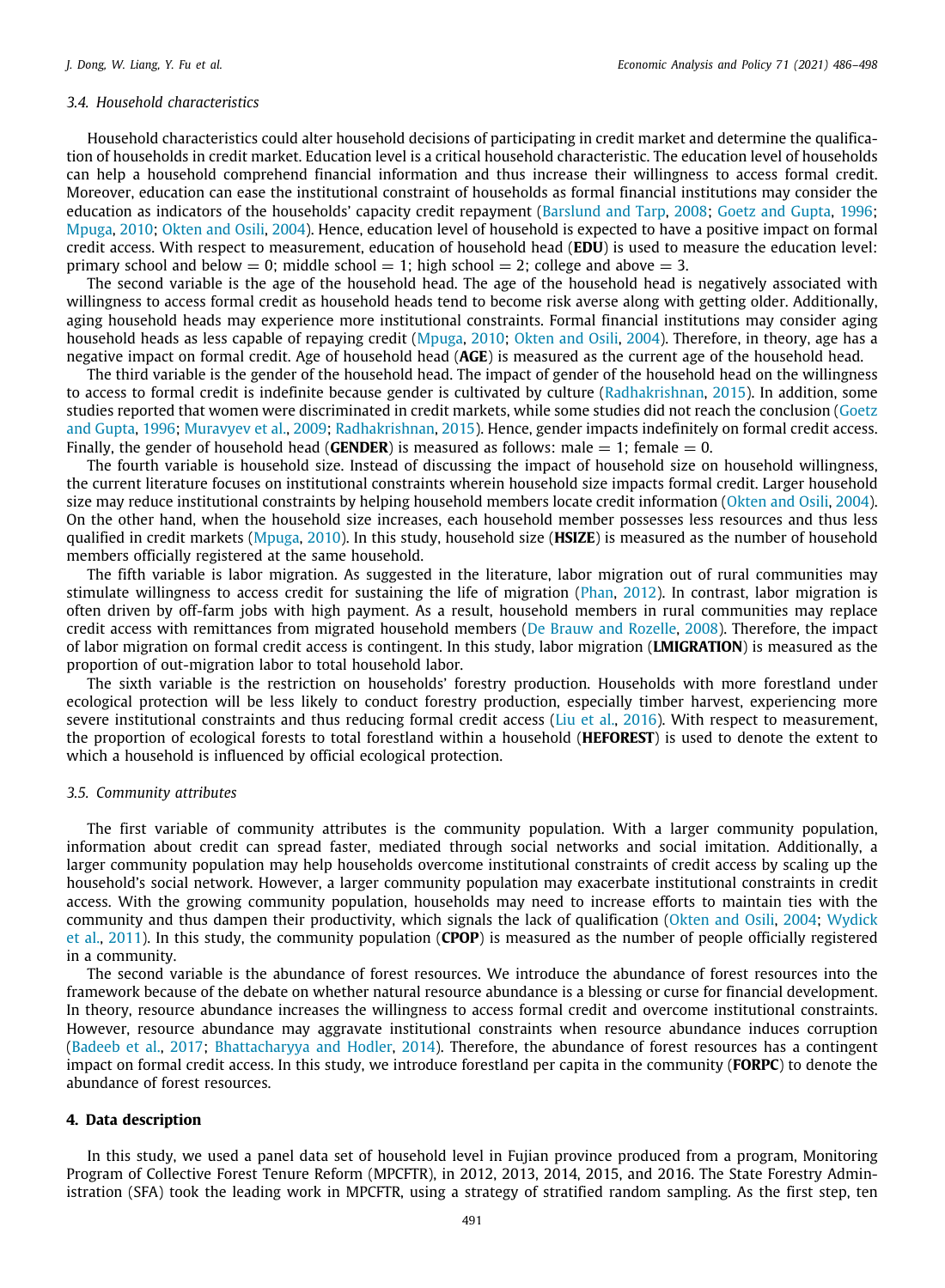### 3.4. Household characteristics

Household characteristics could alter household decisions of participating in credit market and determine the qualification of households in credit market. Education level is a critical household characteristic. The education level of households can help a household comprehend financial information and thus increase their willingness to access formal credit. Moreover, education can ease the institutional constraint of households as formal financial institutions may consider the education as indicators of the households' capacity credit repayment (Barslund and Tarp, 2008; Goetz and Gupta, 1996; Mpuga, 2010; Okten and Osili, 2004). Hence, education level of household is expected to have a positive impact on formal credit access. With respect to measurement, education of household head (**EDU**) is used to measure the education level: primary school and below = 0; middle school = 1; high school = 2; college and above = 3.

The second variable is the age of the household head. The age of the household head is negatively associated with willingness to access formal credit as household heads tend to become risk averse along with getting older. Additionally, aging household heads may experience more institutional constraints. Formal financial institutions may consider aging household heads as less capable of repaying credit (Mpuga, 2010; Okten and Osili, 2004). Therefore, in theory, age has a negative impact on formal credit. Age of household head (**AGE**) is measured as the current age of the household head.

The third variable is the gender of the household head. The impact of gender of the household head on the willingness to access to formal credit is indefinite because gender is cultivated by culture (Radhakrishnan, 2015). In addition, some studies reported that women were discriminated in credit markets, while some studies did not reach the conclusion (Goetz and Gupta, 1996; Muravyev et al., 2009; Radhakrishnan, 2015). Hence, gender impacts indefinitely on formal credit access. Finally, the gender of household head (**GENDER**) is measured as follows: male = 1; female = 0.

The fourth variable is household size. Instead of discussing the impact of household size on household willingness, the current literature focuses on institutional constraints wherein household size impacts formal credit. Larger household size may reduce institutional constraints by helping household members locate credit information (Okten and Osili, 2004). On the other hand, when the household size increases, each household member possesses less resources and thus less qualified in credit markets (Mpuga, 2010). In this study, household size (**HSIZE**) is measured as the number of household members officially registered at the same household.

The fifth variable is labor migration. As suggested in the literature, labor migration out of rural communities may stimulate willingness to access credit for sustaining the life of migration (Phan, 2012). In contrast, labor migration is often driven by off-farm jobs with high payment. As a result, household members in rural communities may replace credit access with remittances from migrated household members (De Brauw and Rozelle, 2008). Therefore, the impact of labor migration on formal credit access is contingent. In this study, labor migration (**LMIGRATION**) is measured as the proportion of out-migration labor to total household labor.

The sixth variable is the restriction on households' forestry production. Households with more forestland under ecological protection will be less likely to conduct forestry production, especially timber harvest, experiencing more severe institutional constraints and thus reducing formal credit access (Liu et al., 2016). With respect to measurement, the proportion of ecological forests to total forestland within a household (**HEFOREST**) is used to denote the extent to which a household is influenced by official ecological protection.

### 3.5. Community attributes

The first variable of community attributes is the community population. With a larger community population, information about credit can spread faster, mediated through social networks and social imitation. Additionally, a larger community population may help households overcome institutional constraints of credit access by scaling up the household's social network. However, a larger community population may exacerbate institutional constraints in credit access. With the growing community population, households may need to increase efforts to maintain ties with the community and thus dampen their productivity, which signals the lack of qualification (Okten and Osili, 2004; Wydick et al., 2011). In this study, the community population (**CPOP**) is measured as the number of people officially registered in a community.

The second variable is the abundance of forest resources. We introduce the abundance of forest resources into the framework because of the debate on whether natural resource abundance is a blessing or curse for financial development. In theory, resource abundance increases the willingness to access formal credit and overcome institutional constraints. However, resource abundance may aggravate institutional constraints when resource abundance induces corruption (Badeeb et al., 2017; Bhattacharyya and Hodler, 2014). Therefore, the abundance of forest resources has a contingent impact on formal credit access. In this study, we introduce forestland per capita in the community (**FORPC**) to denote the abundance of forest resources.

## 4. Data description

In this study, we used a panel data set of household level in Fujian province produced from a program, Monitoring Program of Collective Forest Tenure Reform (MPCFTR), in 2012, 2013, 2014, 2015, and 2016. The State Forestry Administration (SFA) took the leading work in MPCFTR, using a strategy of stratified random sampling. As the first step, ten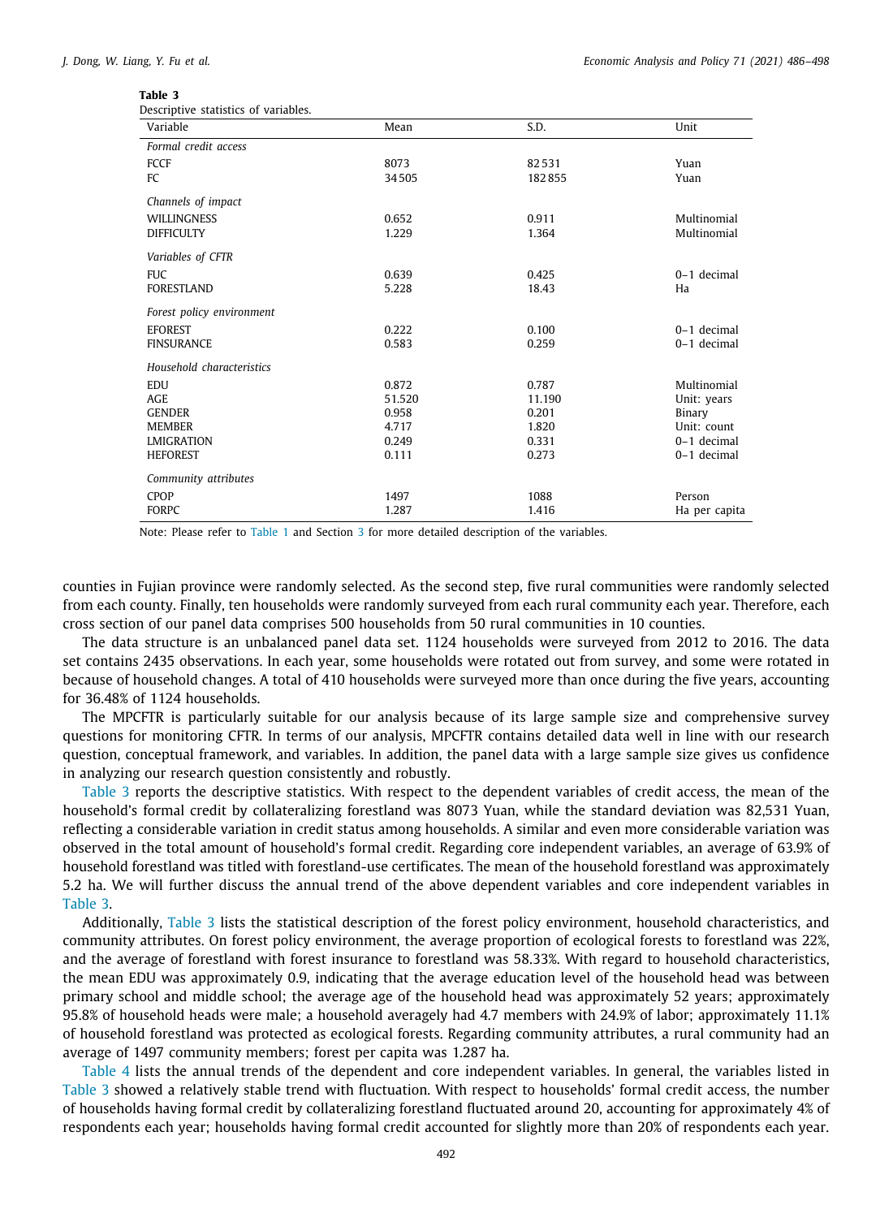**Table 3**
Descriptive statistics of variables.

| Variable | Mean | S.D. | Unit |
|---|---|---|---|
| *Formal credit access* | | | |
| FCCF | 8073 | 82 531 | Yuan |
| FC | 34 505 | 182 855 | Yuan |
| *Channels of impact* | | | |
| WILLINGNESS | 0.652 | 0.911 | Multinomial |
| DIFFICULTY | 1.229 | 1.364 | Multinomial |
| *Variables of CFTR* | | | |
| FUC | 0.639 | 0.425 | 0–1 decimal |
| FORESTLAND | 5.228 | 18.43 | Ha |
| *Forest policy environment* | | | |
| EFOREST | 0.222 | 0.100 | 0–1 decimal |
| FINSURANCE | 0.583 | 0.259 | 0–1 decimal |
| *Household characteristics* | | | |
| EDU | 0.872 | 0.787 | Multinomial |
| AGE | 51.520 | 11.190 | Unit: years |
| GENDER | 0.958 | 0.201 | Binary |
| MEMBER | 4.717 | 1.820 | Unit: count |
| LMIGRATION | 0.249 | 0.331 | 0–1 decimal |
| HEFOREST | 0.111 | 0.273 | 0–1 decimal |
| *Community attributes* | | | |
| CPOP | 1497 | 1088 | Person |
| FORPC | 1.287 | 1.416 | Ha per capita |

Note: Please refer to Table 1 and Section 3 for more detailed description of the variables.

counties in Fujian province were randomly selected. As the second step, five rural communities were randomly selected from each county. Finally, ten households were randomly surveyed from each rural community each year. Therefore, each cross section of our panel data comprises 500 households from 50 rural communities in 10 counties.

The data structure is an unbalanced panel data set. 1124 households were surveyed from 2012 to 2016. The data set contains 2435 observations. In each year, some households were rotated out from survey, and some were rotated in because of household changes. A total of 410 households were surveyed more than once during the five years, accounting for 36.48% of 1124 households.

The MPCFTR is particularly suitable for our analysis because of its large sample size and comprehensive survey questions for monitoring CFTR. In terms of our analysis, MPCFTR contains detailed data well in line with our research question, conceptual framework, and variables. In addition, the panel data with a large sample size gives us confidence in analyzing our research question consistently and robustly.

Table 3 reports the descriptive statistics. With respect to the dependent variables of credit access, the mean of the household's formal credit by collateralizing forestland was 8073 Yuan, while the standard deviation was 82,531 Yuan, reflecting a considerable variation in credit status among households. A similar and even more considerable variation was observed in the total amount of household's formal credit. Regarding core independent variables, an average of 63.9% of household forestland was titled with forestland-use certificates. The mean of the household forestland was approximately 5.2 ha. We will further discuss the annual trend of the above dependent variables and core independent variables in Table 3.

Additionally, Table 3 lists the statistical description of the forest policy environment, household characteristics, and community attributes. On forest policy environment, the average proportion of ecological forests to forestland was 22%, and the average of forestland with forest insurance to forestland was 58.33%. With regard to household characteristics, the mean EDU was approximately 0.9, indicating that the average education level of the household head was between primary school and middle school; the average age of the household head was approximately 52 years; approximately 95.8% of household heads were male; a household averagely had 4.7 members with 24.9% of labor; approximately 11.1% of household forestland was protected as ecological forests. Regarding community attributes, a rural community had an average of 1497 community members; forest per capita was 1.287 ha.

Table 4 lists the annual trends of the dependent and core independent variables. In general, the variables listed in Table 3 showed a relatively stable trend with fluctuation. With respect to households' formal credit access, the number of households having formal credit by collateralizing forestland fluctuated around 20, accounting for approximately 4% of respondents each year; households having formal credit accounted for slightly more than 20% of respondents each year.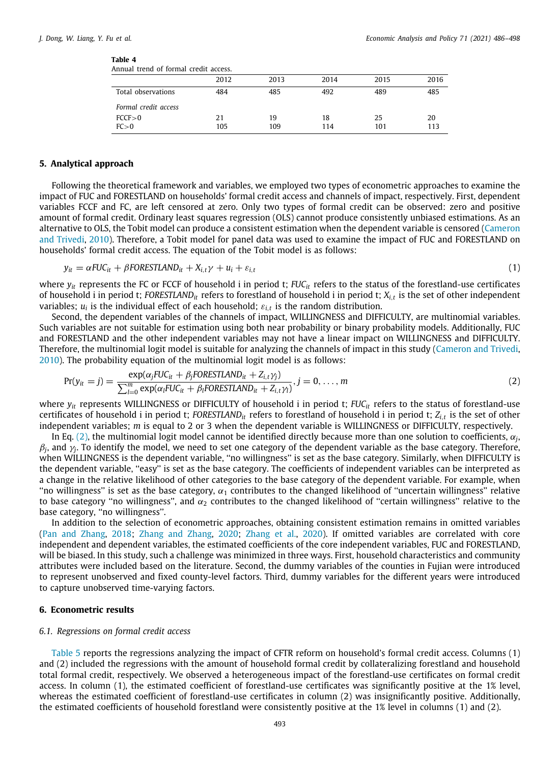**Table 4**
Annual trend of formal credit access.

| | 2012 | 2013 | 2014 | 2015 | 2016 |
|---|---|---|---|---|---|
| Total observations | 484 | 485 | 492 | 489 | 485 |
| *Formal credit access* | | | | | |
| FCCF>0 | 21 | 19 | 18 | 25 | 20 |
| FC>0 | 105 | 109 | 114 | 101 | 113 |

## 5. Analytical approach

Following the theoretical framework and variables, we employed two types of econometric approaches to examine the impact of FUC and FORESTLAND on households' formal credit access and channels of impact, respectively. First, dependent variables FCCF and FC, are left censored at zero. Only two types of formal credit can be observed: zero and positive amount of formal credit. Ordinary least squares regression (OLS) cannot produce consistently unbiased estimations. As an alternative to OLS, the Tobit model can produce a consistent estimation when the dependent variable is censored (Cameron and Trivedi, 2010). Therefore, a Tobit model for panel data was used to examine the impact of FUC and FORESTLAND on households' formal credit access. The equation of the Tobit model is as follows:

$$y_{it} = \alpha FUC_{it} + \beta FORESTLAND_{it} + X_{i,t}\gamma + u_i + \varepsilon_{i,t} \tag{1}$$

where $y_{it}$ represents the FC or FCCF of household i in period t; $FUC_{it}$ refers to the status of the forestland-use certificates of household i in period t; $FORESTLAND_{it}$ refers to forestland of household i in period t; $X_{i,t}$ is the set of other independent variables; $u_i$ is the individual effect of each household; $\varepsilon_{i,t}$ is the random distribution.

Second, the dependent variables of the channels of impact, WILLINGNESS and DIFFICULTY, are multinomial variables. Such variables are not suitable for estimation using both near probability or binary probability models. Additionally, FUC and FORESTLAND and the other independent variables may not have a linear impact on WILLINGNESS and DIFFICULTY. Therefore, the multinomial logit model is suitable for analyzing the channels of impact in this study (Cameron and Trivedi, 2010). The probability equation of the multinomial logit model is as follows:

$$\Pr(y_{it} = j) = \frac{\exp(\alpha_j FUC_{it} + \beta_j FORESTLAND_{it} + Z_{i,t}\gamma_j)}{\sum_{l=0}^{m} \exp(\alpha_l FUC_{it} + \beta_l FORESTLAND_{it} + Z_{i,t}\gamma_l)}, j = 0, \ldots, m \tag{2}$$

where $y_{it}$ represents WILLINGNESS or DIFFICULTY of household i in period t; $FUC_{it}$ refers to the status of forestland-use certificates of household i in period t; $FORESTLAND_{it}$ refers to forestland of household i in period t; $Z_{i,t}$ is the set of other independent variables; $m$ is equal to 2 or 3 when the dependent variable is WILLINGNESS or DIFFICULTY, respectively.

In Eq. (2), the multinomial logit model cannot be identified directly because more than one solution to coefficients, $\alpha_j$, $\beta_j$, and $\gamma_j$. To identify the model, we need to set one category of the dependent variable as the base category. Therefore, when WILLINGNESS is the dependent variable, "no willingness" is set as the base category. Similarly, when DIFFICULTY is the dependent variable, "easy" is set as the base category. The coefficients of independent variables can be interpreted as a change in the relative likelihood of other categories to the base category of the dependent variable. For example, when "no willingness" is set as the base category, $\alpha_1$ contributes to the changed likelihood of "uncertain willingness" relative to base category "no willingness", and $\alpha_2$ contributes to the changed likelihood of "certain willingness" relative to the base category, "no willingness".

In addition to the selection of econometric approaches, obtaining consistent estimation remains in omitted variables (Pan and Zhang, 2018; Zhang and Zhang, 2020; Zhang et al., 2020). If omitted variables are correlated with core independent and dependent variables, the estimated coefficients of the core independent variables, FUC and FORESTLAND, will be biased. In this study, such a challenge was minimized in three ways. First, household characteristics and community attributes were included based on the literature. Second, the dummy variables of the counties in Fujian were introduced to represent unobserved and fixed county-level factors. Third, dummy variables for the different years were introduced to capture unobserved time-varying factors.

## 6. Econometric results

### 6.1. Regressions on formal credit access

Table 5 reports the regressions analyzing the impact of CFTR reform on household's formal credit access. Columns (1) and (2) included the regressions with the amount of household formal credit by collateralizing forestland and household total formal credit, respectively. We observed a heterogeneous impact of the forestland-use certificates on formal credit access. In column (1), the estimated coefficient of forestland-use certificates was significantly positive at the 1% level, whereas the estimated coefficient of forestland-use certificates in column (2) was insignificantly positive. Additionally, the estimated coefficients of household forestland were consistently positive at the 1% level in columns (1) and (2).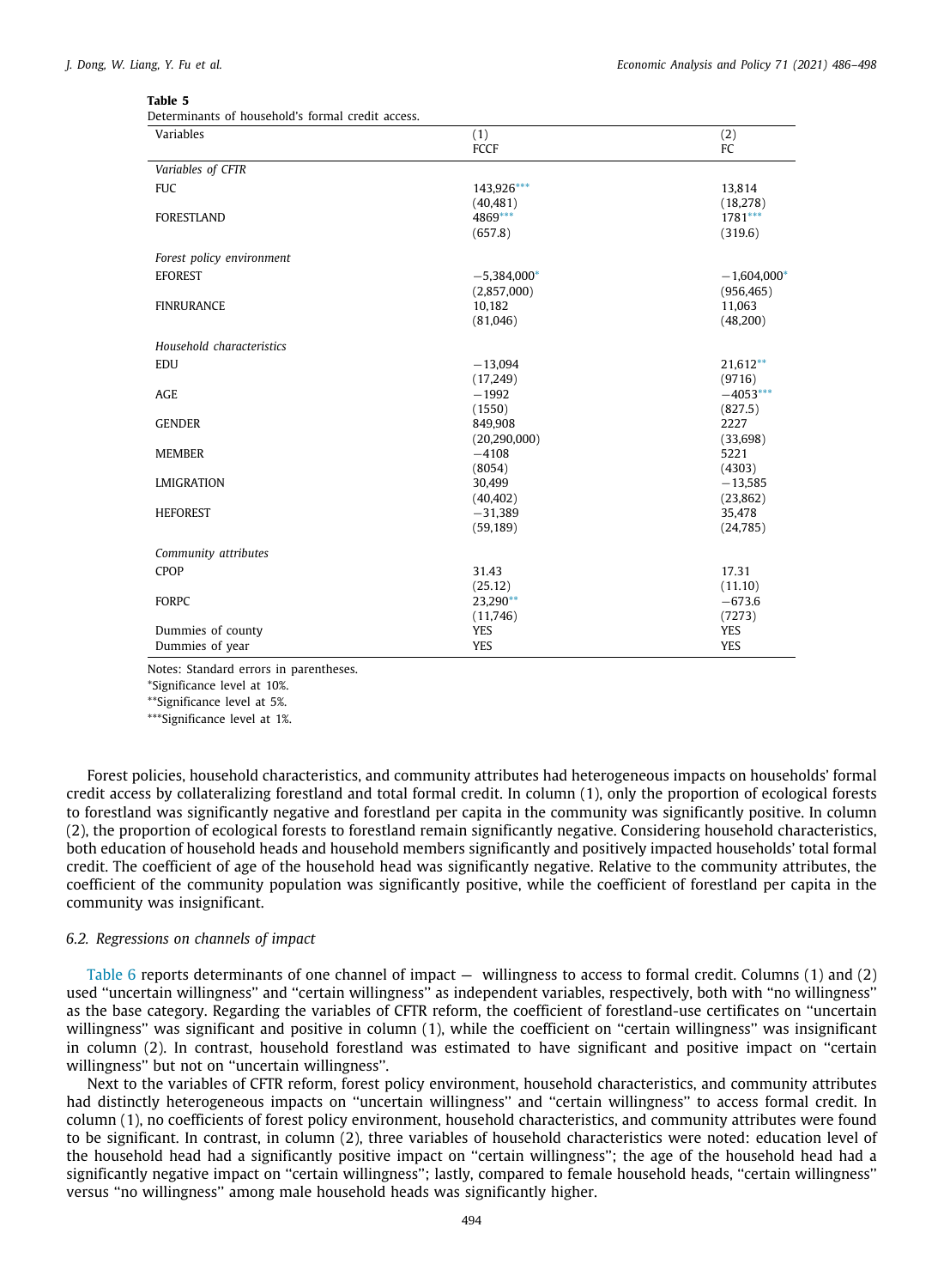**Table 5**
Determinants of household's formal credit access.

| Variables | (1) FCCF | (2) FC |
|---|---|---|
| *Variables of CFTR* | | |
| FUC | 143,926*** | 13,814 |
| | (40,481) | (18,278) |
| FORESTLAND | 4869*** | 1781*** |
| | (657.8) | (319.6) |
| *Forest policy environment* | | |
| EFOREST | −5,384,000* | −1,604,000* |
| | (2,857,000) | (956,465) |
| FINRURANCE | 10,182 | 11,063 |
| | (81,046) | (48,200) |
| *Household characteristics* | | |
| EDU | −13,094 | 21,612** |
| | (17,249) | (9716) |
| AGE | −1992 | −4053*** |
| | (1550) | (827.5) |
| GENDER | 849,908 | 2227 |
| | (20,290,000) | (33,698) |
| MEMBER | −4108 | 5221 |
| | (8054) | (4303) |
| LMIGRATION | 30,499 | −13,585 |
| | (40,402) | (23,862) |
| HEFOREST | −31,389 | 35,478 |
| | (59,189) | (24,785) |
| *Community attributes* | | |
| CPOP | 31.43 | 17.31 |
| | (25.12) | (11.10) |
| FORPC | 23,290** | −673.6 |
| | (11,746) | (7273) |
| Dummies of county | YES | YES |
| Dummies of year | YES | YES |

Notes: Standard errors in parentheses.
*Significance level at 10%.
**Significance level at 5%.
***Significance level at 1%.

Forest policies, household characteristics, and community attributes had heterogeneous impacts on households' formal credit access by collateralizing forestland and total formal credit. In column (1), only the proportion of ecological forests to forestland was significantly negative and forestland per capita in the community was significantly positive. In column (2), the proportion of ecological forests to forestland remain significantly negative. Considering household characteristics, both education of household heads and household members significantly and positively impacted households' total formal credit. The coefficient of age of the household head was significantly negative. Relative to the community attributes, the coefficient of the community population was significantly positive, while the coefficient of forestland per capita in the community was insignificant.

### 6.2. Regressions on channels of impact

Table 6 reports determinants of one channel of impact — willingness to access to formal credit. Columns (1) and (2) used ''uncertain willingness'' and ''certain willingness'' as independent variables, respectively, both with ''no willingness'' as the base category. Regarding the variables of CFTR reform, the coefficient of forestland-use certificates on ''uncertain willingness'' was significant and positive in column (1), while the coefficient on ''certain willingness'' was insignificant in column (2). In contrast, household forestland was estimated to have significant and positive impact on ''certain willingness'' but not on ''uncertain willingness''.

Next to the variables of CFTR reform, forest policy environment, household characteristics, and community attributes had distinctly heterogeneous impacts on ''uncertain willingness'' and ''certain willingness'' to access formal credit. In column (1), no coefficients of forest policy environment, household characteristics, and community attributes were found to be significant. In contrast, in column (2), three variables of household characteristics were noted: education level of the household head had a significantly positive impact on ''certain willingness''; the age of the household head had a significantly negative impact on ''certain willingness''; lastly, compared to female household heads, ''certain willingness'' versus ''no willingness'' among male household heads was significantly higher.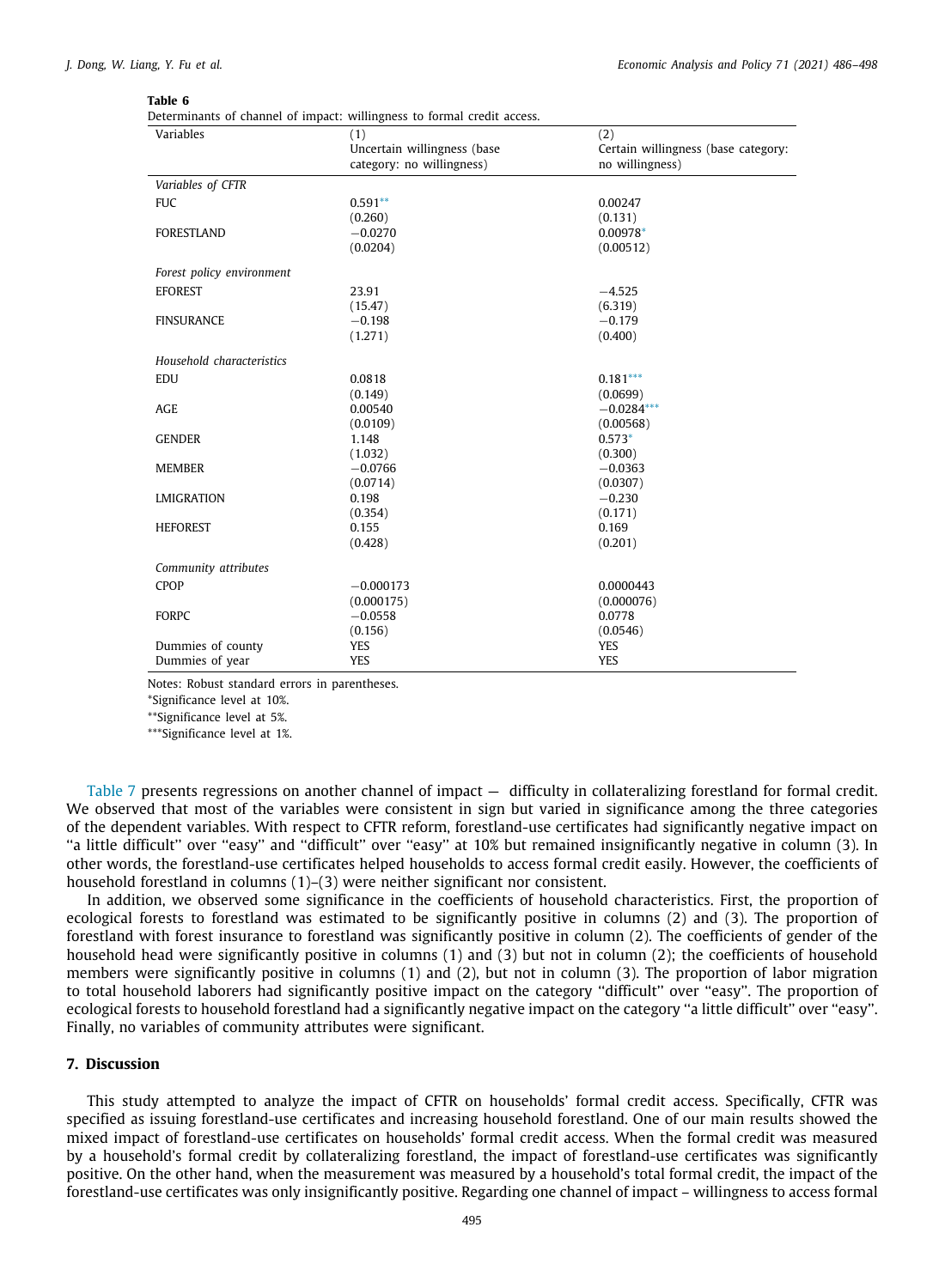**Table 6**
Determinants of channel of impact: willingness to formal credit access.

| Variables | (1) Uncertain willingness (base category: no willingness) | (2) Certain willingness (base category: no willingness) |
|---|---|---|
| *Variables of CFTR* | | |
| FUC | 0.591** | 0.00247 |
| | (0.260) | (0.131) |
| FORESTLAND | −0.0270 | 0.00978* |
| | (0.0204) | (0.00512) |
| *Forest policy environment* | | |
| EFOREST | 23.91 | −4.525 |
| | (15.47) | (6.319) |
| FINSURANCE | −0.198 | −0.179 |
| | (1.271) | (0.400) |
| *Household characteristics* | | |
| EDU | 0.0818 | 0.181*** |
| | (0.149) | (0.0699) |
| AGE | 0.00540 | −0.0284*** |
| | (0.0109) | (0.00568) |
| GENDER | 1.148 | 0.573* |
| | (1.032) | (0.300) |
| MEMBER | −0.0766 | −0.0363 |
| | (0.0714) | (0.0307) |
| LMIGRATION | 0.198 | −0.230 |
| | (0.354) | (0.171) |
| HEFOREST | 0.155 | 0.169 |
| | (0.428) | (0.201) |
| *Community attributes* | | |
| CPOP | −0.000173 | 0.0000443 |
| | (0.000175) | (0.000076) |
| FORPC | −0.0558 | 0.0778 |
| | (0.156) | (0.0546) |
| Dummies of county | YES | YES |
| Dummies of year | YES | YES |

Notes: Robust standard errors in parentheses.
*Significance level at 10%.
**Significance level at 5%.
***Significance level at 1%.

Table 7 presents regressions on another channel of impact — difficulty in collateralizing forestland for formal credit. We observed that most of the variables were consistent in sign but varied in significance among the three categories of the dependent variables. With respect to CFTR reform, forestland-use certificates had significantly negative impact on "a little difficult" over "easy" and "difficult" over "easy" at 10% but remained insignificantly negative in column (3). In other words, the forestland-use certificates helped households to access formal credit easily. However, the coefficients of household forestland in columns (1)–(3) were neither significant nor consistent.

In addition, we observed some significance in the coefficients of household characteristics. First, the proportion of ecological forests to forestland was estimated to be significantly positive in columns (2) and (3). The proportion of forestland with forest insurance to forestland was significantly positive in column (2). The coefficients of gender of the household head were significantly positive in columns (1) and (3) but not in column (2); the coefficients of household members were significantly positive in columns (1) and (2), but not in column (3). The proportion of labor migration to total household laborers had significantly positive impact on the category "difficult" over "easy". The proportion of ecological forests to household forestland had a significantly negative impact on the category "a little difficult" over "easy". Finally, no variables of community attributes were significant.

## 7. Discussion

This study attempted to analyze the impact of CFTR on households' formal credit access. Specifically, CFTR was specified as issuing forestland-use certificates and increasing household forestland. One of our main results showed the mixed impact of forestland-use certificates on households' formal credit access. When the formal credit was measured by a household's formal credit by collateralizing forestland, the impact of forestland-use certificates was significantly positive. On the other hand, when the measurement was measured by a household's total formal credit, the impact of the forestland-use certificates was only insignificantly positive. Regarding one channel of impact – willingness to access formal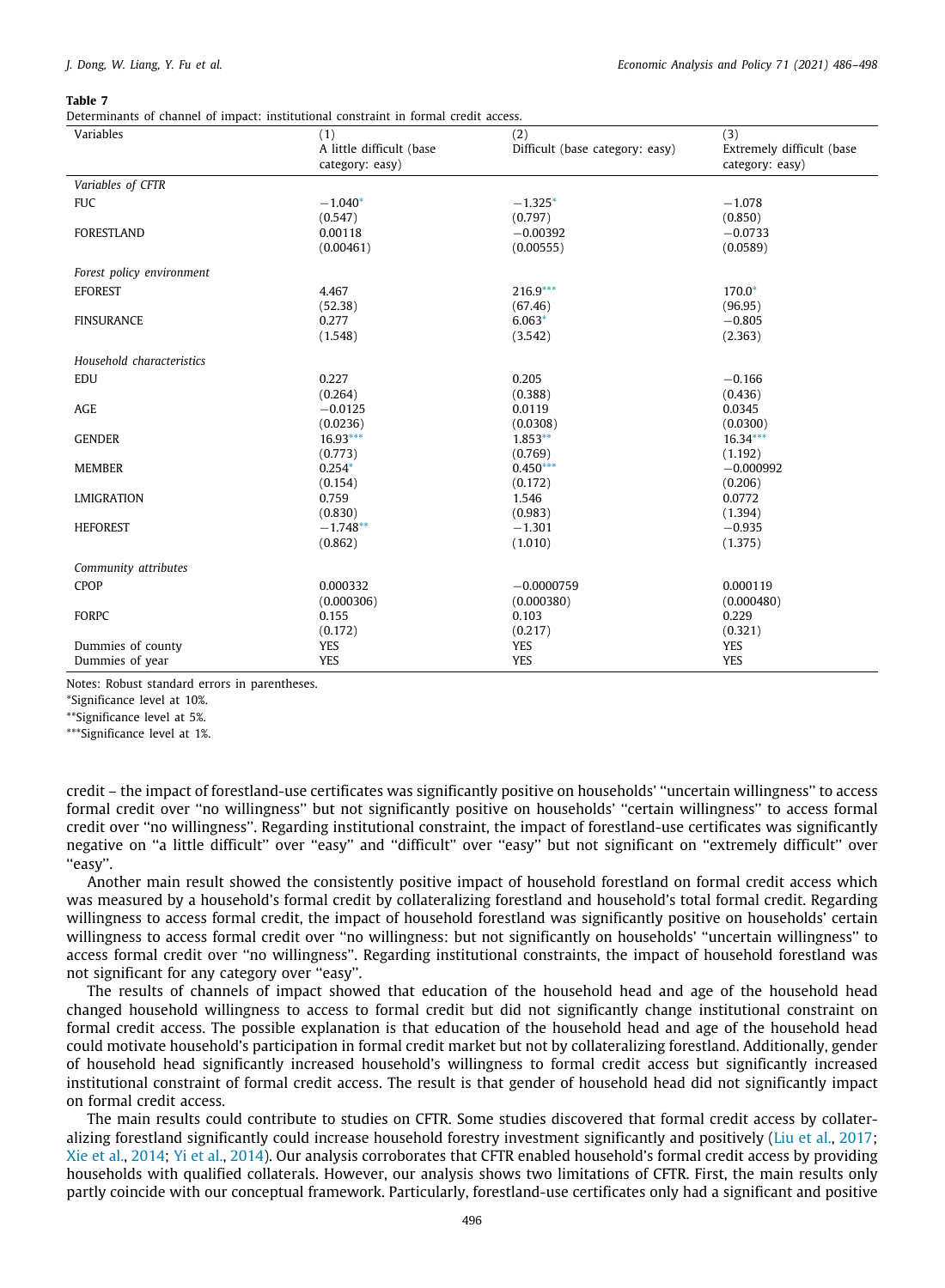**Table 7**
Determinants of channel of impact: institutional constraint in formal credit access.

| Variables | (1) A little difficult (base category: easy) | (2) Difficult (base category: easy) | (3) Extremely difficult (base category: easy) |
|---|---|---|---|
| *Variables of CFTR* | | | |
| FUC | −1.040* | −1.325* | −1.078 |
| | (0.547) | (0.797) | (0.850) |
| FORESTLAND | 0.00118 | −0.00392 | −0.0733 |
| | (0.00461) | (0.00555) | (0.0589) |
| *Forest policy environment* | | | |
| EFOREST | 4.467 | 216.9*** | 170.0* |
| | (52.38) | (67.46) | (96.95) |
| FINSURANCE | 0.277 | 6.063* | −0.805 |
| | (1.548) | (3.542) | (2.363) |
| *Household characteristics* | | | |
| EDU | 0.227 | 0.205 | −0.166 |
| | (0.264) | (0.388) | (0.436) |
| AGE | −0.0125 | 0.0119 | 0.0345 |
| | (0.0236) | (0.0308) | (0.0300) |
| GENDER | 16.93*** | 1.853** | 16.34*** |
| | (0.773) | (0.769) | (1.192) |
| MEMBER | 0.254* | 0.450*** | −0.000992 |
| | (0.154) | (0.172) | (0.206) |
| LMIGRATION | 0.759 | 1.546 | 0.0772 |
| | (0.830) | (0.983) | (1.394) |
| HEFOREST | −1.748** | −1.301 | −0.935 |
| | (0.862) | (1.010) | (1.375) |
| *Community attributes* | | | |
| CPOP | 0.000332 | −0.0000759 | 0.000119 |
| | (0.000306) | (0.000380) | (0.000480) |
| FORPC | 0.155 | 0.103 | 0.229 |
| | (0.172) | (0.217) | (0.321) |
| Dummies of county | YES | YES | YES |
| Dummies of year | YES | YES | YES |

Notes: Robust standard errors in parentheses.
*Significance level at 10%.
**Significance level at 5%.
***Significance level at 1%.

credit – the impact of forestland-use certificates was significantly positive on households' "uncertain willingness" to access formal credit over "no willingness" but not significantly positive on households' "certain willingness" to access formal credit over "no willingness". Regarding institutional constraint, the impact of forestland-use certificates was significantly negative on "a little difficult" over "easy" and "difficult" over "easy" but not significant on "extremely difficult" over "easy".

Another main result showed the consistently positive impact of household forestland on formal credit access which was measured by a household's formal credit by collateralizing forestland and household's total formal credit. Regarding willingness to access formal credit, the impact of household forestland was significantly positive on households' certain willingness to access formal credit over "no willingness: but not significantly on households' "uncertain willingness" to access formal credit over "no willingness". Regarding institutional constraints, the impact of household forestland was not significant for any category over "easy".

The results of channels of impact showed that education of the household head and age of the household head changed household willingness to access to formal credit but did not significantly change institutional constraint on formal credit access. The possible explanation is that education of the household head and age of the household head could motivate household's participation in formal credit market but not by collateralizing forestland. Additionally, gender of household head significantly increased household's willingness to formal credit access but significantly increased institutional constraint of formal credit access. The result is that gender of household head did not significantly impact on formal credit access.

The main results could contribute to studies on CFTR. Some studies discovered that formal credit access by collateralizing forestland significantly could increase household forestry investment significantly and positively (Liu et al., 2017; Xie et al., 2014; Yi et al., 2014). Our analysis corroborates that CFTR enabled household's formal credit access by providing households with qualified collaterals. However, our analysis shows two limitations of CFTR. First, the main results only partly coincide with our conceptual framework. Particularly, forestland-use certificates only had a significant and positive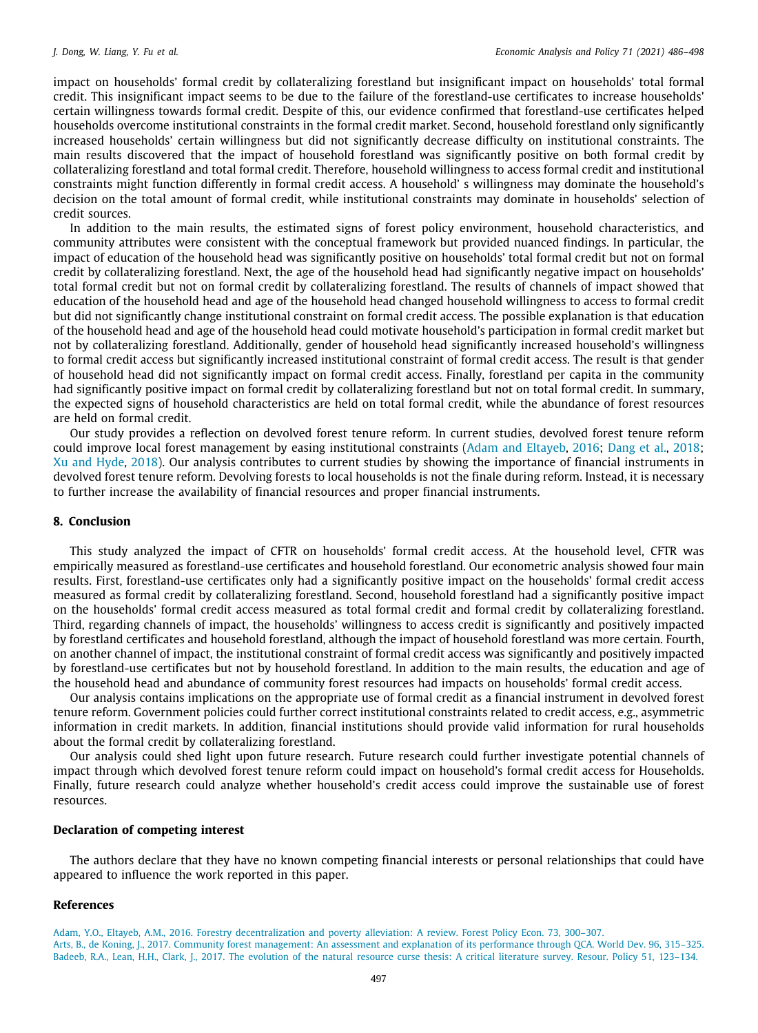impact on households' formal credit by collateralizing forestland but insignificant impact on households' total formal credit. This insignificant impact seems to be due to the failure of the forestland-use certificates to increase households' certain willingness towards formal credit. Despite of this, our evidence confirmed that forestland-use certificates helped households overcome institutional constraints in the formal credit market. Second, household forestland only significantly increased households' certain willingness but did not significantly decrease difficulty on institutional constraints. The main results discovered that the impact of household forestland was significantly positive on both formal credit by collateralizing forestland and total formal credit. Therefore, household willingness to access formal credit and institutional constraints might function differently in formal credit access. A household' s willingness may dominate the household's decision on the total amount of formal credit, while institutional constraints may dominate in households' selection of credit sources.

In addition to the main results, the estimated signs of forest policy environment, household characteristics, and community attributes were consistent with the conceptual framework but provided nuanced findings. In particular, the impact of education of the household head was significantly positive on households' total formal credit but not on formal credit by collateralizing forestland. Next, the age of the household head had significantly negative impact on households' total formal credit but not on formal credit by collateralizing forestland. The results of channels of impact showed that education of the household head and age of the household head changed household willingness to access to formal credit but did not significantly change institutional constraint on formal credit access. The possible explanation is that education of the household head and age of the household head could motivate household's participation in formal credit market but not by collateralizing forestland. Additionally, gender of household head significantly increased household's willingness to formal credit access but significantly increased institutional constraint of formal credit access. The result is that gender of household head did not significantly impact on formal credit access. Finally, forestland per capita in the community had significantly positive impact on formal credit by collateralizing forestland but not on total formal credit. In summary, the expected signs of household characteristics are held on total formal credit, while the abundance of forest resources are held on formal credit.

Our study provides a reflection on devolved forest tenure reform. In current studies, devolved forest tenure reform could improve local forest management by easing institutional constraints (Adam and Eltayeb, 2016; Dang et al., 2018; Xu and Hyde, 2018). Our analysis contributes to current studies by showing the importance of financial instruments in devolved forest tenure reform. Devolving forests to local households is not the finale during reform. Instead, it is necessary to further increase the availability of financial resources and proper financial instruments.

## 8. Conclusion

This study analyzed the impact of CFTR on households' formal credit access. At the household level, CFTR was empirically measured as forestland-use certificates and household forestland. Our econometric analysis showed four main results. First, forestland-use certificates only had a significantly positive impact on the households' formal credit access measured as formal credit by collateralizing forestland. Second, household forestland had a significantly positive impact on the households' formal credit access measured as total formal credit and formal credit by collateralizing forestland. Third, regarding channels of impact, the households' willingness to access credit is significantly and positively impacted by forestland certificates and household forestland, although the impact of household forestland was more certain. Fourth, on another channel of impact, the institutional constraint of formal credit access was significantly and positively impacted by forestland-use certificates but not by household forestland. In addition to the main results, the education and age of the household head and abundance of community forest resources had impacts on households' formal credit access.

Our analysis contains implications on the appropriate use of formal credit as a financial instrument in devolved forest tenure reform. Government policies could further correct institutional constraints related to credit access, e.g., asymmetric information in credit markets. In addition, financial institutions should provide valid information for rural households about the formal credit by collateralizing forestland.

Our analysis could shed light upon future research. Future research could further investigate potential channels of impact through which devolved forest tenure reform could impact on household's formal credit access for Households. Finally, future research could analyze whether household's credit access could improve the sustainable use of forest resources.

### Declaration of competing interest

The authors declare that they have no known competing financial interests or personal relationships that could have appeared to influence the work reported in this paper.

### References

Adam, Y.O., Eltayeb, A.M., 2016. Forestry decentralization and poverty alleviation: A review. Forest Policy Econ. 73, 300–307.
Arts, B., de Koning, J., 2017. Community forest management: An assessment and explanation of its performance through QCA. World Dev. 96, 315–325.
Badeeb, R.A., Lean, H.H., Clark, J., 2017. The evolution of the natural resource curse thesis: A critical literature survey. Resour. Policy 51, 123–134.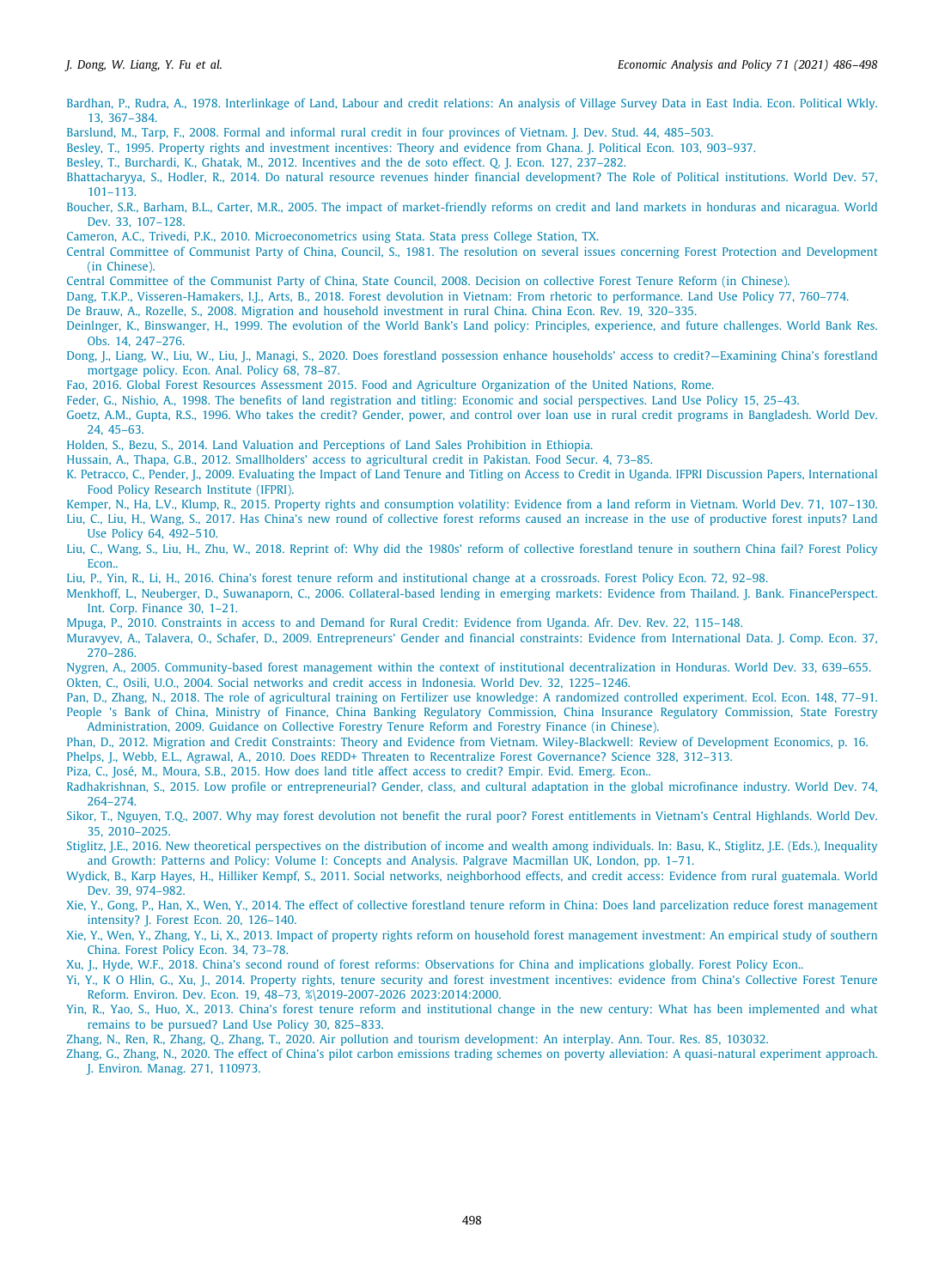Bardhan, P., Rudra, A., 1978. Interlinkage of Land, Labour and credit relations: An analysis of Village Survey Data in East India. Econ. Political Wkly. 13, 367–384.

Barslund, M., Tarp, F., 2008. Formal and informal rural credit in four provinces of Vietnam. J. Dev. Stud. 44, 485–503.

Besley, T., 1995. Property rights and investment incentives: Theory and evidence from Ghana. J. Political Econ. 103, 903–937.

Besley, T., Burchardi, K., Ghatak, M., 2012. Incentives and the de soto effect. Q. J. Econ. 127, 237–282.

Bhattacharyya, S., Hodler, R., 2014. Do natural resource revenues hinder financial development? The Role of Political institutions. World Dev. 57, 101–113.

Boucher, S.R., Barham, B.L., Carter, M.R., 2005. The impact of market-friendly reforms on credit and land markets in honduras and nicaragua. World Dev. 33, 107–128.

Cameron, A.C., Trivedi, P.K., 2010. Microeconometrics using Stata. Stata press College Station, TX.

Central Committee of Communist Party of China, Council, S., 1981. The resolution on several issues concerning Forest Protection and Development (in Chinese).

Central Committee of the Communist Party of China, State Council, 2008. Decision on collective Forest Tenure Reform (in Chinese).

Dang, T.K.P., Visseren-Hamakers, I.J., Arts, B., 2018. Forest devolution in Vietnam: From rhetoric to performance. Land Use Policy 77, 760–774.

De Brauw, A., Rozelle, S., 2008. Migration and household investment in rural China. China Econ. Rev. 19, 320–335.

DeinInger, K., Binswanger, H., 1999. The evolution of the World Bank's Land policy: Principles, experience, and future challenges. World Bank Res. Obs. 14, 247–276.

Dong, J., Liang, W., Liu, W., Liu, J., Managi, S., 2020. Does forestland possession enhance households' access to credit?—Examining China's forestland mortgage policy. Econ. Anal. Policy 68, 78–87.

Fao, 2016. Global Forest Resources Assessment 2015. Food and Agriculture Organization of the United Nations, Rome.

Feder, G., Nishio, A., 1998. The benefits of land registration and titling: Economic and social perspectives. Land Use Policy 15, 25–43.

Goetz, A.M., Gupta, R.S., 1996. Who takes the credit? Gender, power, and control over loan use in rural credit programs in Bangladesh. World Dev. 24, 45–63.

Holden, S., Bezu, S., 2014. Land Valuation and Perceptions of Land Sales Prohibition in Ethiopia.

Hussain, A., Thapa, G.B., 2012. Smallholders' access to agricultural credit in Pakistan. Food Secur. 4, 73–85.

K. Petracco, C., Pender, J., 2009. Evaluating the Impact of Land Tenure and Titling on Access to Credit in Uganda. IFPRI Discussion Papers, International Food Policy Research Institute (IFPRI).

Kemper, N., Ha, L.V., Klump, R., 2015. Property rights and consumption volatility: Evidence from a land reform in Vietnam. World Dev. 71, 107–130.

Liu, C., Liu, H., Wang, S., 2017. Has China's new round of collective forest reforms caused an increase in the use of productive forest inputs? Land Use Policy 64, 492–510.

Liu, C., Wang, S., Liu, H., Zhu, W., 2018. Reprint of: Why did the 1980s' reform of collective forestland tenure in southern China fail? Forest Policy Econ..

Liu, P., Yin, R., Li, H., 2016. China's forest tenure reform and institutional change at a crossroads. Forest Policy Econ. 72, 92–98.

Menkhoff, L., Neuberger, D., Suwanaporn, C., 2006. Collateral-based lending in emerging markets: Evidence from Thailand. J. Bank. FinancePerspect. Int. Corp. Finance 30, 1–21.

Mpuga, P., 2010. Constraints in access to and Demand for Rural Credit: Evidence from Uganda. Afr. Dev. Rev. 22, 115–148.

Muravyev, A., Talavera, O., Schafer, D., 2009. Entrepreneurs' Gender and financial constraints: Evidence from International Data. J. Comp. Econ. 37, 270–286.

Nygren, A., 2005. Community-based forest management within the context of institutional decentralization in Honduras. World Dev. 33, 639–655.

Okten, C., Osili, U.O., 2004. Social networks and credit access in Indonesia. World Dev. 32, 1225–1246.

Pan, D., Zhang, N., 2018. The role of agricultural training on Fertilizer use knowledge: A randomized controlled experiment. Ecol. Econ. 148, 77–91.

People 's Bank of China, Ministry of Finance, China Banking Regulatory Commission, China Insurance Regulatory Commission, State Forestry Administration, 2009. Guidance on Collective Forestry Tenure Reform and Forestry Finance (in Chinese).

Phan, D., 2012. Migration and Credit Constraints: Theory and Evidence from Vietnam. Wiley-Blackwell: Review of Development Economics, p. 16.

Phelps, J., Webb, E.L., Agrawal, A., 2010. Does REDD+ Threaten to Recentralize Forest Governance? Science 328, 312–313.

Piza, C., José, M., Moura, S.B., 2015. How does land title affect access to credit? Empir. Evid. Emerg. Econ..

Radhakrishnan, S., 2015. Low profile or entrepreneurial? Gender, class, and cultural adaptation in the global microfinance industry. World Dev. 74, 264–274.

Sikor, T., Nguyen, T.Q., 2007. Why may forest devolution not benefit the rural poor? Forest entitlements in Vietnam's Central Highlands. World Dev. 35, 2010–2025.

Stiglitz, J.E., 2016. New theoretical perspectives on the distribution of income and wealth among individuals. In: Basu, K., Stiglitz, J.E. (Eds.), Inequality and Growth: Patterns and Policy: Volume I: Concepts and Analysis. Palgrave Macmillan UK, London, pp. 1–71.

Wydick, B., Karp Hayes, H., Hilliker Kempf, S., 2011. Social networks, neighborhood effects, and credit access: Evidence from rural guatemala. World Dev. 39, 974–982.

Xie, Y., Gong, P., Han, X., Wen, Y., 2014. The effect of collective forestland tenure reform in China: Does land parcelization reduce forest management intensity? J. Forest Econ. 20, 126–140.

Xie, Y., Wen, Y., Zhang, Y., Li, X., 2013. Impact of property rights reform on household forest management investment: An empirical study of southern China. Forest Policy Econ. 34, 73–78.

Xu, J., Hyde, W.F., 2018. China's second round of forest reforms: Observations for China and implications globally. Forest Policy Econ..

Yi, Y., K O Hlin, G., Xu, J., 2014. Property rights, tenure security and forest investment incentives: evidence from China's Collective Forest Tenure Reform. Environ. Dev. Econ. 19, 48–73, %\2019-2007-2026 2023:2014:2000.

Yin, R., Yao, S., Huo, X., 2013. China's forest tenure reform and institutional change in the new century: What has been implemented and what remains to be pursued? Land Use Policy 30, 825–833.

Zhang, N., Ren, R., Zhang, Q., Zhang, T., 2020. Air pollution and tourism development: An interplay. Ann. Tour. Res. 85, 103032.

Zhang, G., Zhang, N., 2020. The effect of China's pilot carbon emissions trading schemes on poverty alleviation: A quasi-natural experiment approach. J. Environ. Manag. 271, 110973.